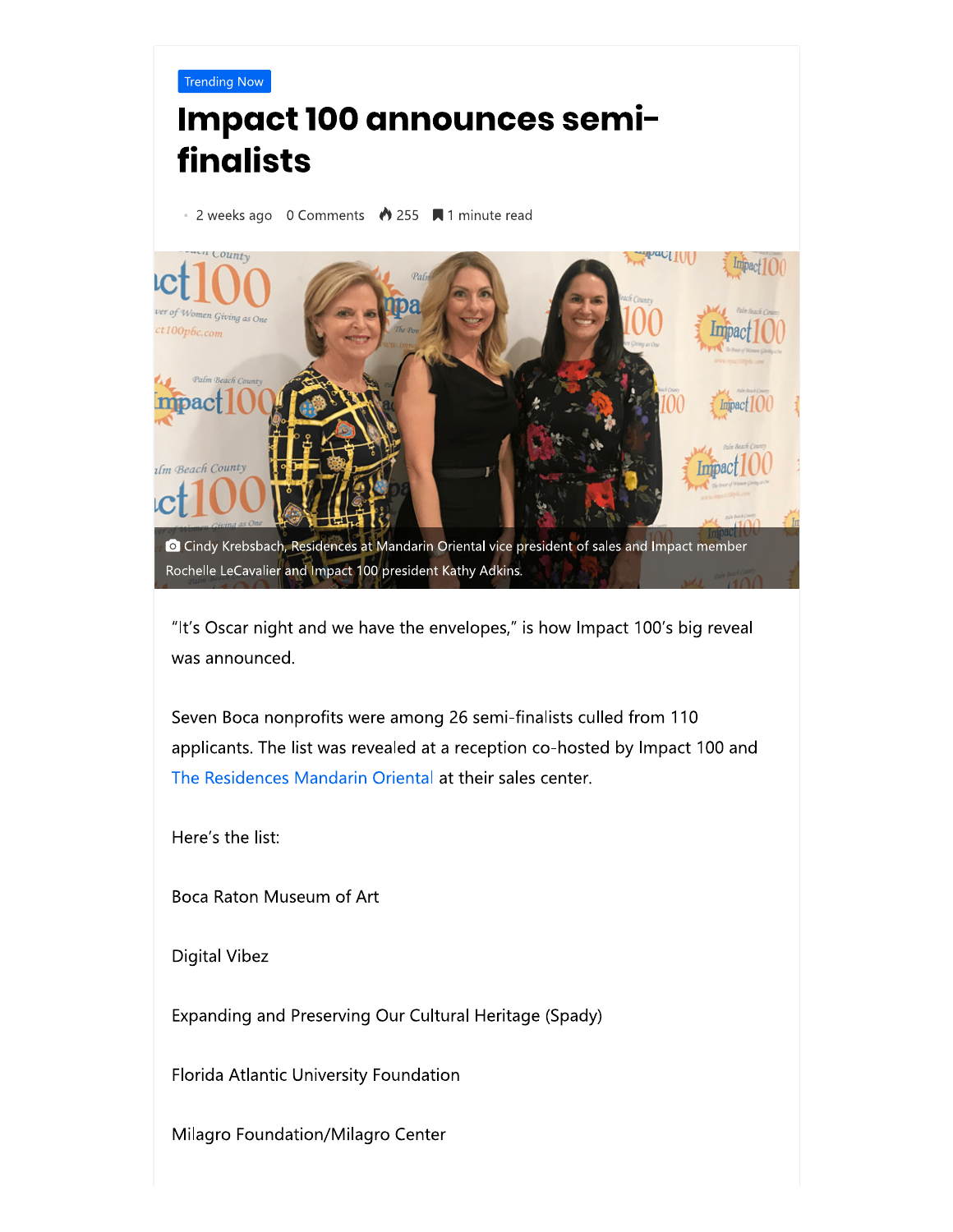Trending Now

# Impact 100 announces semi-finalists

2 weeks ago   0 Comments   255   1 minute read

Cindy Krebsbach, Residences at Mandarin Oriental vice president of sales and Impact member Rochelle LeCavalier and Impact 100 president Kathy Adkins.

"It's Oscar night and we have the envelopes," is how Impact 100's big reveal was announced.

Seven Boca nonprofits were among 26 semi-finalists culled from 110 applicants. The list was revealed at a reception co-hosted by Impact 100 and The Residences Mandarin Oriental at their sales center.

Here's the list:

Boca Raton Museum of Art

Digital Vibez

Expanding and Preserving Our Cultural Heritage (Spady)

Florida Atlantic University Foundation

Milagro Foundation/Milagro Center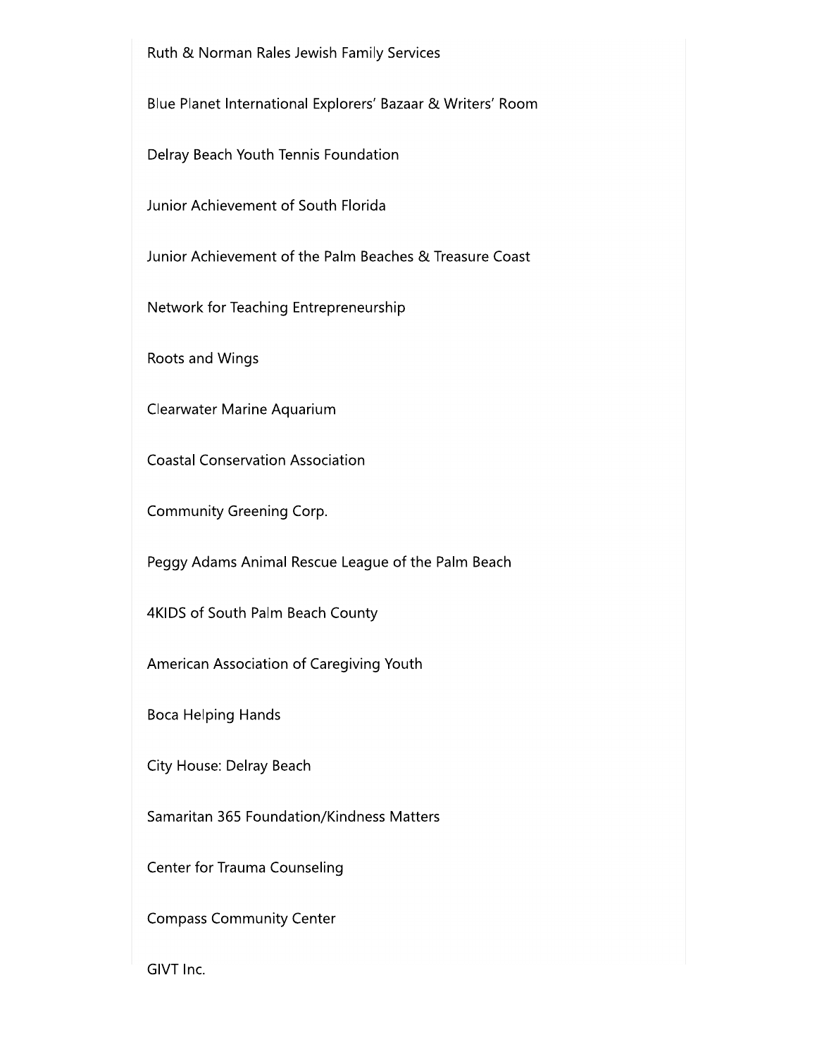Ruth & Norman Rales Jewish Family Services

Blue Planet International Explorers' Bazaar & Writers' Room

Delray Beach Youth Tennis Foundation

Junior Achievement of South Florida

Junior Achievement of the Palm Beaches & Treasure Coast

Network for Teaching Entrepreneurship

Roots and Wings

Clearwater Marine Aquarium

Coastal Conservation Association

Community Greening Corp.

Peggy Adams Animal Rescue League of the Palm Beach

4KIDS of South Palm Beach County

American Association of Caregiving Youth

Boca Helping Hands

City House: Delray Beach

Samaritan 365 Foundation/Kindness Matters

Center for Trauma Counseling

Compass Community Center

GIVT Inc.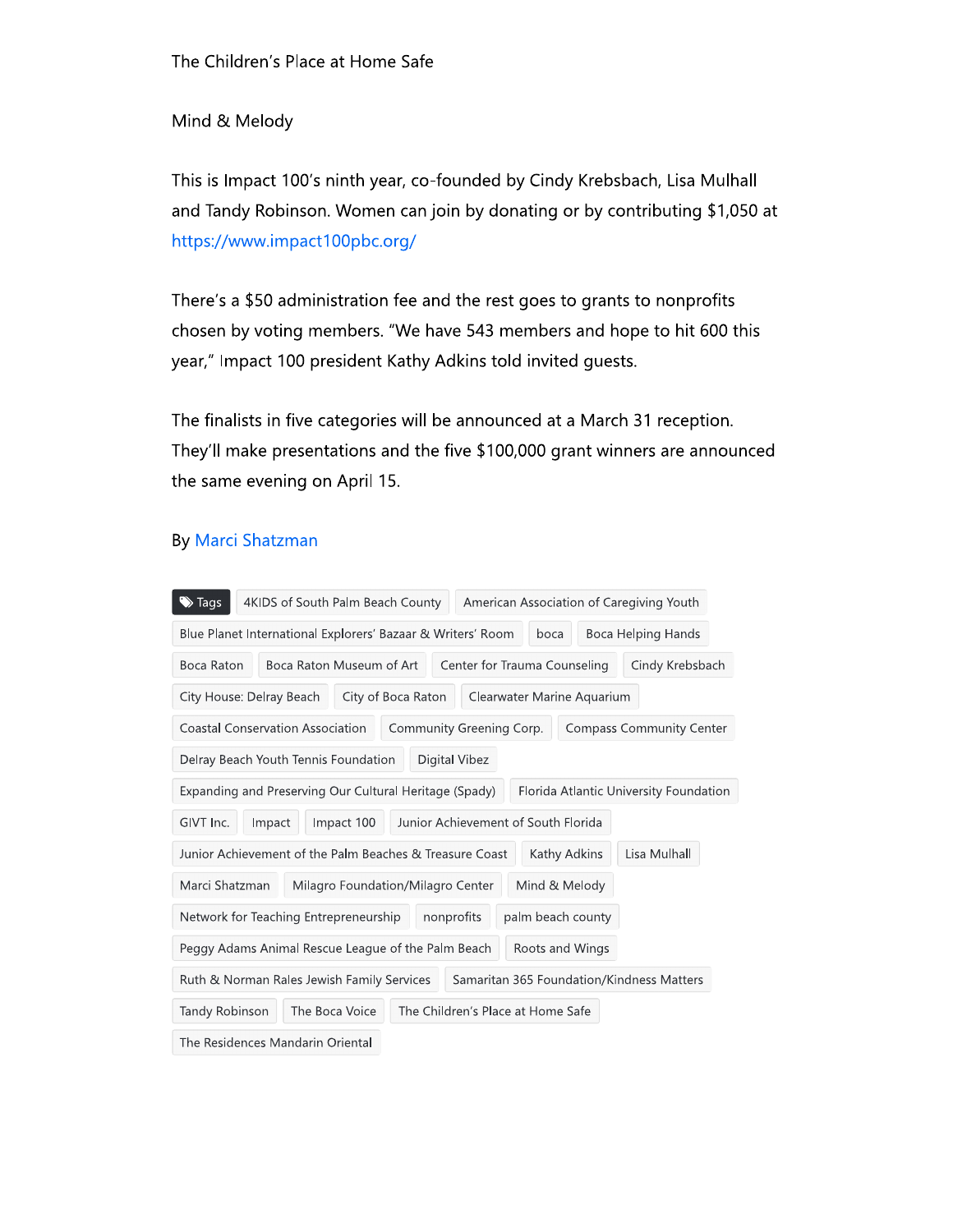The Children's Place at Home Safe

Mind & Melody

This is Impact 100's ninth year, co-founded by Cindy Krebsbach, Lisa Mulhall and Tandy Robinson. Women can join by donating or by contributing $1,050 at https://www.impact100pbc.org/

There's a $50 administration fee and the rest goes to grants to nonprofits chosen by voting members. "We have 543 members and hope to hit 600 this year," Impact 100 president Kathy Adkins told invited guests.

The finalists in five categories will be announced at a March 31 reception. They'll make presentations and the five $100,000 grant winners are announced the same evening on April 15.

By Marci Shatzman

Tags: 4KIDS of South Palm Beach County | American Association of Caregiving Youth | Blue Planet International Explorers' Bazaar & Writers' Room | boca | Boca Helping Hands | Boca Raton | Boca Raton Museum of Art | Center for Trauma Counseling | Cindy Krebsbach | City House: Delray Beach | City of Boca Raton | Clearwater Marine Aquarium | Coastal Conservation Association | Community Greening Corp. | Compass Community Center | Delray Beach Youth Tennis Foundation | Digital Vibez | Expanding and Preserving Our Cultural Heritage (Spady) | Florida Atlantic University Foundation | GIVT Inc. | Impact | Impact 100 | Junior Achievement of South Florida | Junior Achievement of the Palm Beaches & Treasure Coast | Kathy Adkins | Lisa Mulhall | Marci Shatzman | Milagro Foundation/Milagro Center | Mind & Melody | Network for Teaching Entrepreneurship | nonprofits | palm beach county | Peggy Adams Animal Rescue League of the Palm Beach | Roots and Wings | Ruth & Norman Rales Jewish Family Services | Samaritan 365 Foundation/Kindness Matters | Tandy Robinson | The Boca Voice | The Children's Place at Home Safe | The Residences Mandarin Oriental